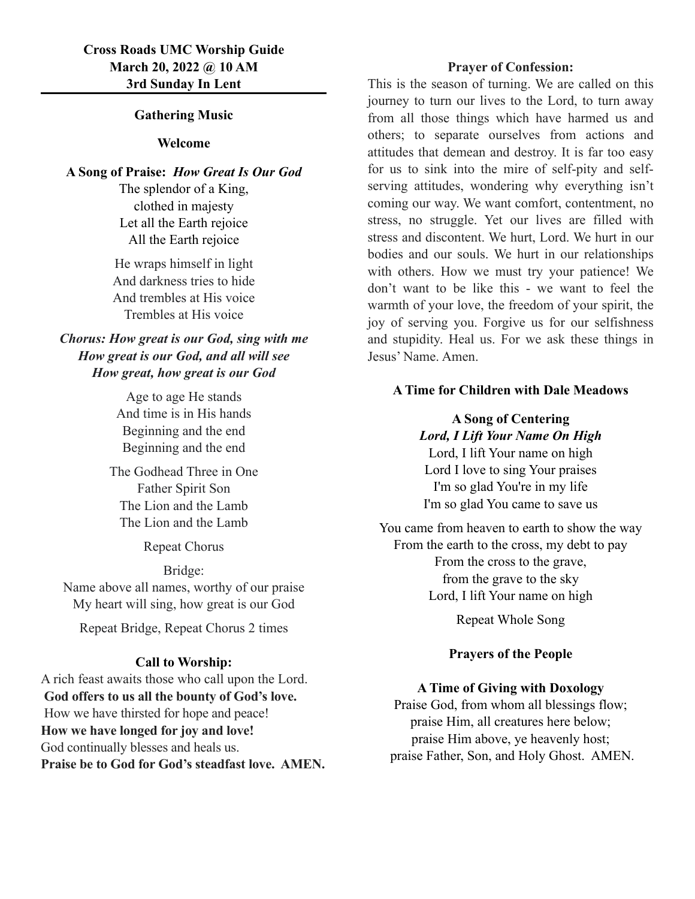**Cross Roads UMC Worship Guide**
**March 20, 2022 @ 10 AM**
**3rd Sunday In Lent**

---

**Gathering Music**

**Welcome**

**A Song of Praise:** ***How Great Is Our God***

The splendor of a King,
clothed in majesty
Let all the Earth rejoice
All the Earth rejoice

He wraps himself in light
And darkness tries to hide
And trembles at His voice
Trembles at His voice

***Chorus: How great is our God, sing with me***
***How great is our God, and all will see***
***How great, how great is our God***

Age to age He stands
And time is in His hands
Beginning and the end
Beginning and the end

The Godhead Three in One
Father Spirit Son
The Lion and the Lamb
The Lion and the Lamb

Repeat Chorus

Bridge:
Name above all names, worthy of our praise
My heart will sing, how great is our God

Repeat Bridge, Repeat Chorus 2 times

**Call to Worship:**

A rich feast awaits those who call upon the Lord.
**God offers to us all the bounty of God's love.**
How we have thirsted for hope and peace!
**How we have longed for joy and love!**
God continually blesses and heals us.
**Praise be to God for God's steadfast love. AMEN.**

**Prayer of Confession:**

This is the season of turning. We are called on this journey to turn our lives to the Lord, to turn away from all those things which have harmed us and others; to separate ourselves from actions and attitudes that demean and destroy. It is far too easy for us to sink into the mire of self-pity and self-serving attitudes, wondering why everything isn't coming our way. We want comfort, contentment, no stress, no struggle. Yet our lives are filled with stress and discontent. We hurt, Lord. We hurt in our bodies and our souls. We hurt in our relationships with others. How we must try your patience! We don't want to be like this - we want to feel the warmth of your love, the freedom of your spirit, the joy of serving you. Forgive us for our selfishness and stupidity. Heal us. For we ask these things in Jesus' Name. Amen.

**A Time for Children with Dale Meadows**

**A Song of Centering**
***Lord, I Lift Your Name On High***

Lord, I lift Your name on high
Lord I love to sing Your praises
I'm so glad You're in my life
I'm so glad You came to save us

You came from heaven to earth to show the way
From the earth to the cross, my debt to pay
From the cross to the grave,
from the grave to the sky
Lord, I lift Your name on high

Repeat Whole Song

**Prayers of the People**

**A Time of Giving with Doxology**

Praise God, from whom all blessings flow;
praise Him, all creatures here below;
praise Him above, ye heavenly host;
praise Father, Son, and Holy Ghost. AMEN.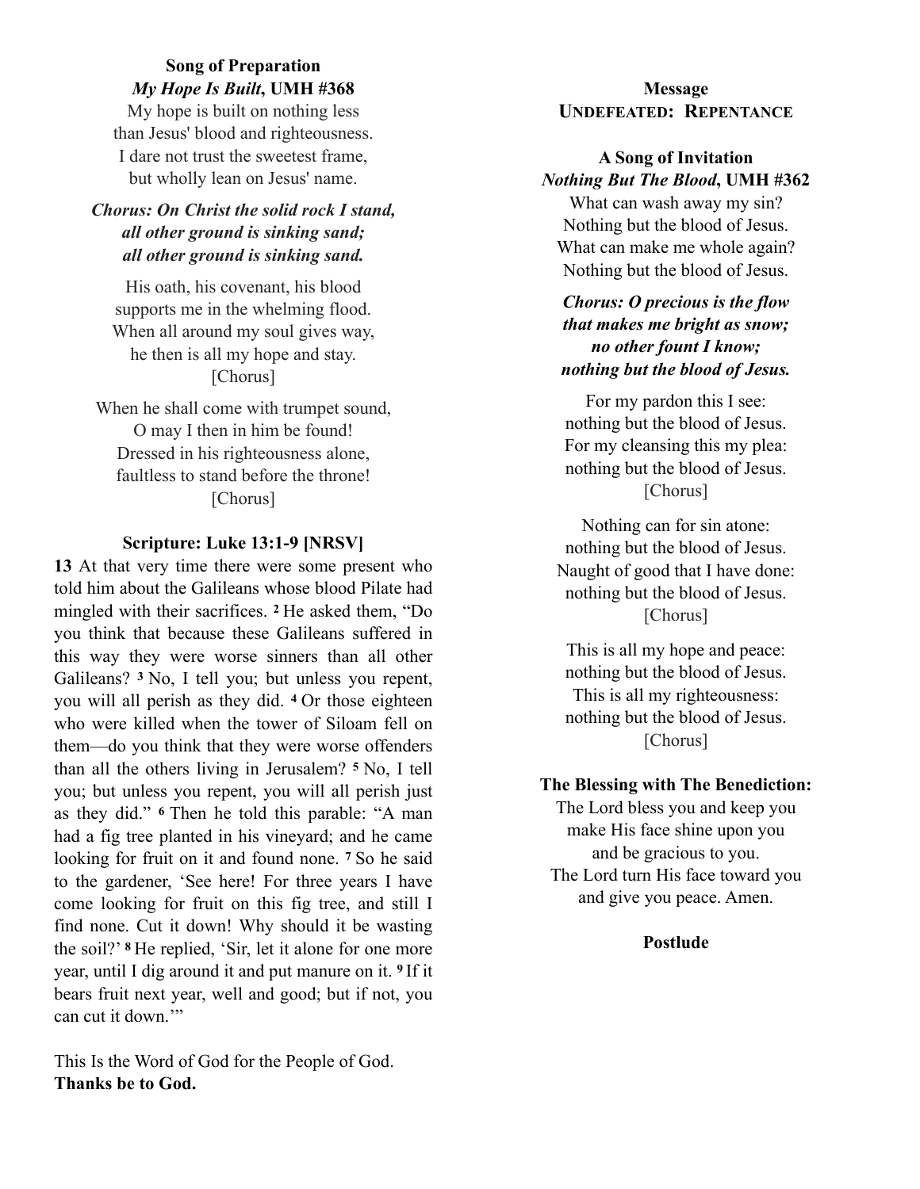**Song of Preparation**
***My Hope Is Built*, UMH #368**

My hope is built on nothing less
than Jesus' blood and righteousness.
I dare not trust the sweetest frame,
but wholly lean on Jesus' name.

***Chorus: On Christ the solid rock I stand,
all other ground is sinking sand;
all other ground is sinking sand.***

His oath, his covenant, his blood
supports me in the whelming flood.
When all around my soul gives way,
he then is all my hope and stay.
[Chorus]

When he shall come with trumpet sound,
O may I then in him be found!
Dressed in his righteousness alone,
faultless to stand before the throne!
[Chorus]

**Scripture: Luke 13:1-9 [NRSV]**

**13** At that very time there were some present who told him about the Galileans whose blood Pilate had mingled with their sacrifices. **2** He asked them, "Do you think that because these Galileans suffered in this way they were worse sinners than all other Galileans? **3** No, I tell you; but unless you repent, you will all perish as they did. **4** Or those eighteen who were killed when the tower of Siloam fell on them—do you think that they were worse offenders than all the others living in Jerusalem? **5** No, I tell you; but unless you repent, you will all perish just as they did." **6** Then he told this parable: "A man had a fig tree planted in his vineyard; and he came looking for fruit on it and found none. **7** So he said to the gardener, 'See here! For three years I have come looking for fruit on this fig tree, and still I find none. Cut it down! Why should it be wasting the soil?' **8** He replied, 'Sir, let it alone for one more year, until I dig around it and put manure on it. **9** If it bears fruit next year, well and good; but if not, you can cut it down.'"

This Is the Word of God for the People of God.
**Thanks be to God.**

**Message**
**UNDEFEATED: REPENTANCE**

**A Song of Invitation**
***Nothing But The Blood*, UMH #362**

What can wash away my sin?
Nothing but the blood of Jesus.
What can make me whole again?
Nothing but the blood of Jesus.

***Chorus: O precious is the flow
that makes me bright as snow;
no other fount I know;
nothing but the blood of Jesus.***

For my pardon this I see:
nothing but the blood of Jesus.
For my cleansing this my plea:
nothing but the blood of Jesus.
[Chorus]

Nothing can for sin atone:
nothing but the blood of Jesus.
Naught of good that I have done:
nothing but the blood of Jesus.
[Chorus]

This is all my hope and peace:
nothing but the blood of Jesus.
This is all my righteousness:
nothing but the blood of Jesus.
[Chorus]

**The Blessing with The Benediction:**

The Lord bless you and keep you
make His face shine upon you
and be gracious to you.
The Lord turn His face toward you
and give you peace. Amen.

**Postlude**